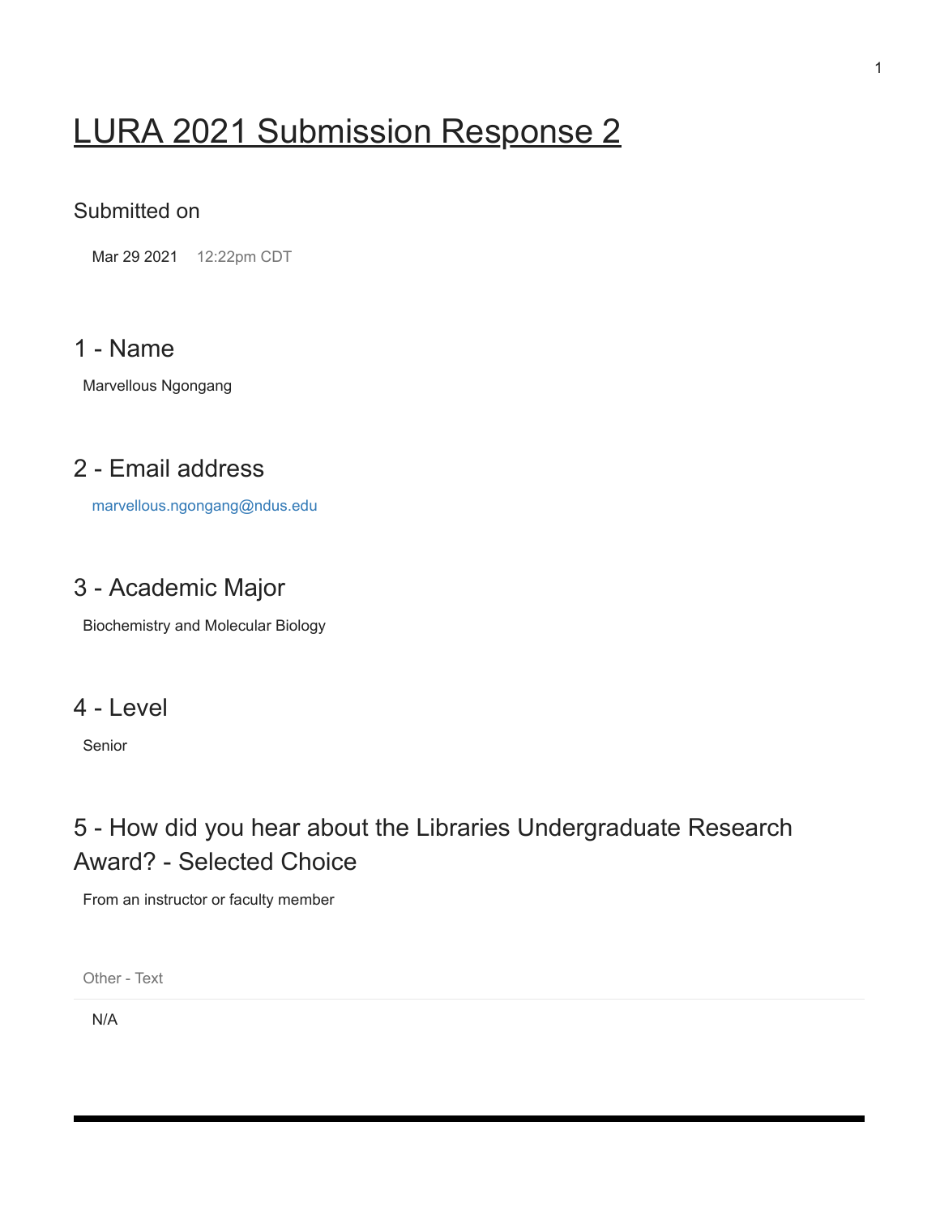# LURA 2021 Submission Response 2

## Submitted on

Mar 29 2021 12:22pm CDT

## 1 - Name

Marvellous Ngongang

## 2 - Email address

marvellous.ngongang@ndus.edu

## 3 - Academic Major

Biochemistry and Molecular Biology

## 4 - Level

Senior

## 5 - How did you hear about the Libraries Undergraduate Research Award? - Selected Choice

From an instructor or faculty member

Other - Text

N/A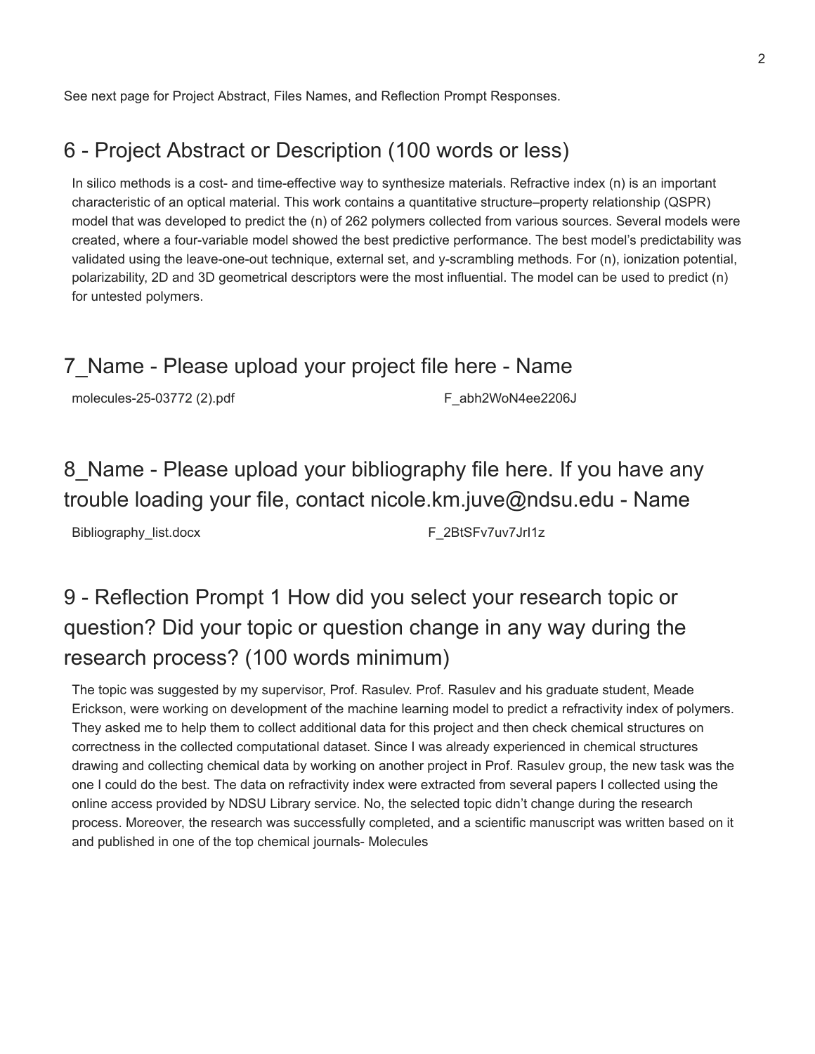See next page for Project Abstract, Files Names, and Reflection Prompt Responses.

## 6 - Project Abstract or Description (100 words or less)

In silico methods is a cost- and time-effective way to synthesize materials. Refractive index (n) is an important characteristic of an optical material. This work contains a quantitative structure–property relationship (QSPR) model that was developed to predict the (n) of 262 polymers collected from various sources. Several models were created, where a four-variable model showed the best predictive performance. The best model's predictability was validated using the leave-one-out technique, external set, and y-scrambling methods. For (n), ionization potential, polarizability, 2D and 3D geometrical descriptors were the most influential. The model can be used to predict (n) for untested polymers.

## 7_Name - Please upload your project file here - Name

molecules-25-03772 (2).pdf F_abh2WoN4ee2206J

## 8_Name - Please upload your bibliography file here. If you have any trouble loading your file, contact nicole.km.juve@ndsu.edu - Name

Bibliography_list.docx F_2BtSFv7uv7JrI1z

## 9 - Reflection Prompt 1 How did you select your research topic or question? Did your topic or question change in any way during the research process? (100 words minimum)

The topic was suggested by my supervisor, Prof. Rasulev. Prof. Rasulev and his graduate student, Meade Erickson, were working on development of the machine learning model to predict a refractivity index of polymers. They asked me to help them to collect additional data for this project and then check chemical structures on correctness in the collected computational dataset. Since I was already experienced in chemical structures drawing and collecting chemical data by working on another project in Prof. Rasulev group, the new task was the one I could do the best. The data on refractivity index were extracted from several papers I collected using the online access provided by NDSU Library service. No, the selected topic didn't change during the research process. Moreover, the research was successfully completed, and a scientific manuscript was written based on it and published in one of the top chemical journals- Molecules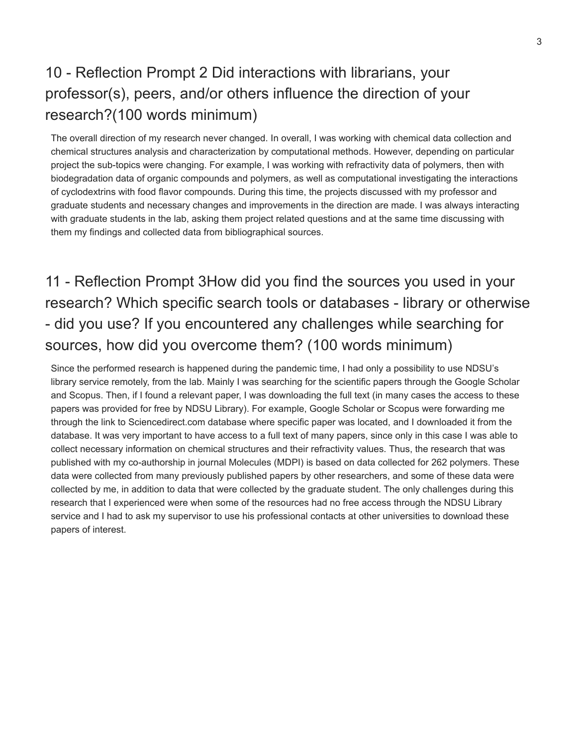## 10 - Reflection Prompt 2 Did interactions with librarians, your professor(s), peers, and/or others influence the direction of your research?(100 words minimum)

The overall direction of my research never changed. In overall, I was working with chemical data collection and chemical structures analysis and characterization by computational methods. However, depending on particular project the sub-topics were changing. For example, I was working with refractivity data of polymers, then with biodegradation data of organic compounds and polymers, as well as computational investigating the interactions of cyclodextrins with food flavor compounds. During this time, the projects discussed with my professor and graduate students and necessary changes and improvements in the direction are made. I was always interacting with graduate students in the lab, asking them project related questions and at the same time discussing with them my findings and collected data from bibliographical sources.

## 11 - Reflection Prompt 3How did you find the sources you used in your research? Which specific search tools or databases - library or otherwise - did you use? If you encountered any challenges while searching for sources, how did you overcome them? (100 words minimum)

Since the performed research is happened during the pandemic time, I had only a possibility to use NDSU's library service remotely, from the lab. Mainly I was searching for the scientific papers through the Google Scholar and Scopus. Then, if I found a relevant paper, I was downloading the full text (in many cases the access to these papers was provided for free by NDSU Library). For example, Google Scholar or Scopus were forwarding me through the link to Sciencedirect.com database where specific paper was located, and I downloaded it from the database. It was very important to have access to a full text of many papers, since only in this case I was able to collect necessary information on chemical structures and their refractivity values. Thus, the research that was published with my co-authorship in journal Molecules (MDPI) is based on data collected for 262 polymers. These data were collected from many previously published papers by other researchers, and some of these data were collected by me, in addition to data that were collected by the graduate student. The only challenges during this research that I experienced were when some of the resources had no free access through the NDSU Library service and I had to ask my supervisor to use his professional contacts at other universities to download these papers of interest.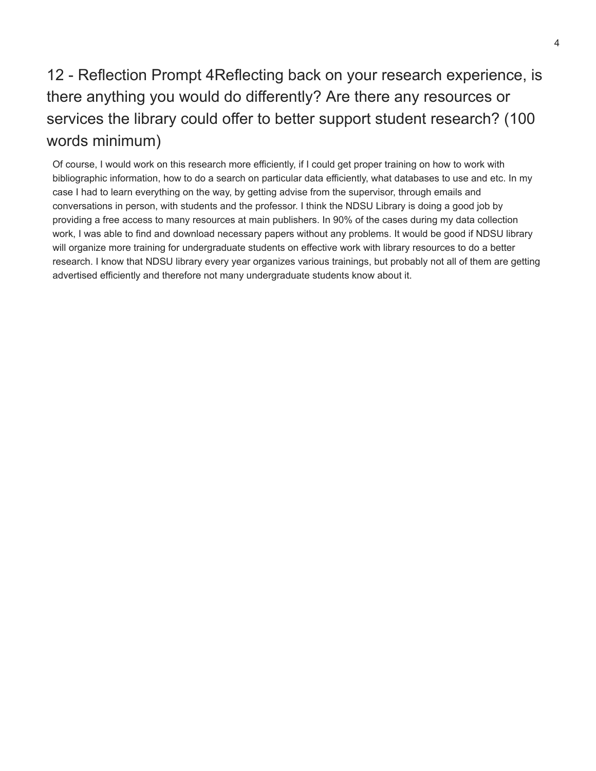## 12 - Reflection Prompt 4Reflecting back on your research experience, is there anything you would do differently? Are there any resources or services the library could offer to better support student research? (100 words minimum)

Of course, I would work on this research more efficiently, if I could get proper training on how to work with bibliographic information, how to do a search on particular data efficiently, what databases to use and etc. In my case I had to learn everything on the way, by getting advise from the supervisor, through emails and conversations in person, with students and the professor. I think the NDSU Library is doing a good job by providing a free access to many resources at main publishers. In 90% of the cases during my data collection work, I was able to find and download necessary papers without any problems. It would be good if NDSU library will organize more training for undergraduate students on effective work with library resources to do a better research. I know that NDSU library every year organizes various trainings, but probably not all of them are getting advertised efficiently and therefore not many undergraduate students know about it.